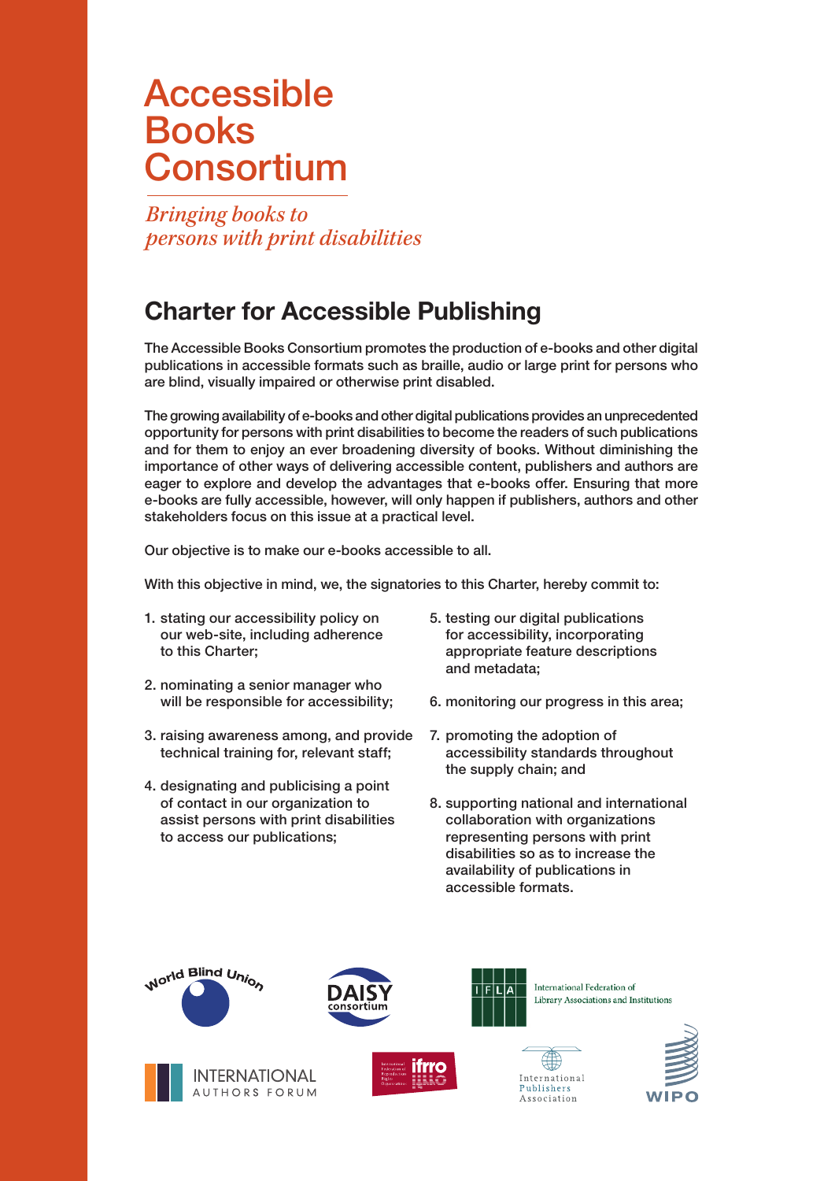# Accessible Books Consortium

*Bringing books to persons with print disabilities*

## Charter for Accessible Publishing

The Accessible Books Consortium promotes the production of e-books and other digital publications in accessible formats such as braille, audio or large print for persons who are blind, visually impaired or otherwise print disabled.

The growing availability of e-books and other digital publications provides an unprecedented opportunity for persons with print disabilities to become the readers of such publications and for them to enjoy an ever broadening diversity of books. Without diminishing the importance of other ways of delivering accessible content, publishers and authors are eager to explore and develop the advantages that e-books offer. Ensuring that more e-books are fully accessible, however, will only happen if publishers, authors and other stakeholders focus on this issue at a practical level.

Our objective is to make our e-books accessible to all.

With this objective in mind, we, the signatories to this Charter, hereby commit to:

1. stating our accessibility policy on our web-site, including adherence to this Charter;
2. nominating a senior manager who will be responsible for accessibility;
3. raising awareness among, and provide technical training for, relevant staff;
4. designating and publicising a point of contact in our organization to assist persons with print disabilities to access our publications;
5. testing our digital publications for accessibility, incorporating appropriate feature descriptions and metadata;
6. monitoring our progress in this area;
7. promoting the adoption of accessibility standards throughout the supply chain; and
8. supporting national and international collaboration with organizations representing persons with print disabilities so as to increase the availability of publications in accessible formats.

World Blind Union

DAISY consortium

IFLA International Federation of Library Associations and Institutions

INTERNATIONAL AUTHORS FORUM

ifrro International Federation of Reproduction Rights Organisations

International Publishers Association

WIPO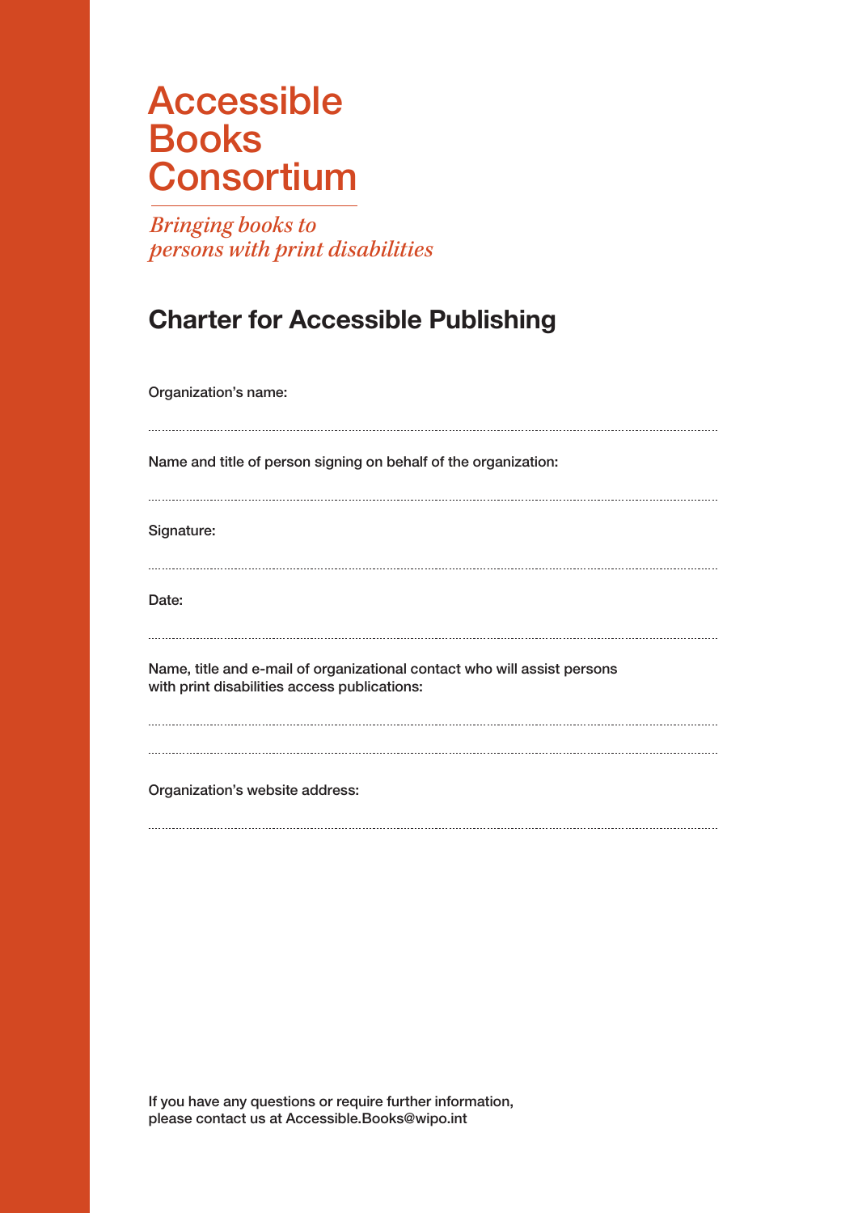# Accessible Books Consortium

*Bringing books to persons with print disabilities*

## Charter for Accessible Publishing

Organization's name:

..............................................................................................................................................

Name and title of person signing on behalf of the organization:

..............................................................................................................................................

Signature:

..............................................................................................................................................

Date:

..............................................................................................................................................

Name, title and e-mail of organizational contact who will assist persons with print disabilities access publications:

..............................................................................................................................................

..............................................................................................................................................

Organization's website address:

..............................................................................................................................................

If you have any questions or require further information, please contact us at Accessible.Books@wipo.int